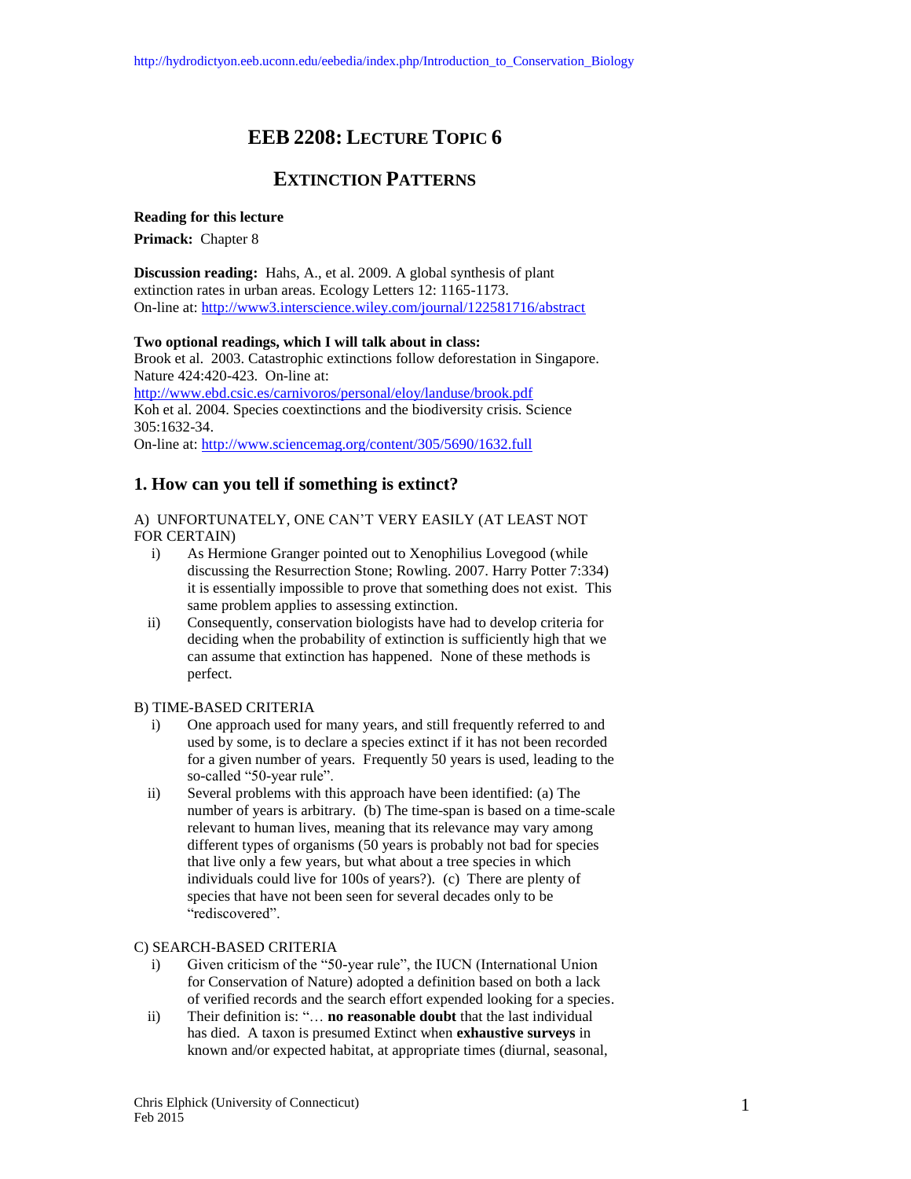# EEB 2208: Lecture Topic 6

## Extinction Patterns

**Reading for this lecture**

**Primack:** Chapter 8

**Discussion reading:** Hahs, A., et al. 2009. A global synthesis of plant extinction rates in urban areas. Ecology Letters 12: 1165-1173. On-line at: http://www3.interscience.wiley.com/journal/122581716/abstract

**Two optional readings, which I will talk about in class:**
Brook et al. 2003. Catastrophic extinctions follow deforestation in Singapore. Nature 424:420-423. On-line at: http://www.ebd.csic.es/carnivoros/personal/eloy/landuse/brook.pdf
Koh et al. 2004. Species coextinctions and the biodiversity crisis. Science 305:1632-34.
On-line at: http://www.sciencemag.org/content/305/5690/1632.full

## 1. How can you tell if something is extinct?

A) UNFORTUNATELY, ONE CAN'T VERY EASILY (AT LEAST NOT FOR CERTAIN)

i) As Hermione Granger pointed out to Xenophilius Lovegood (while discussing the Resurrection Stone; Rowling. 2007. Harry Potter 7:334) it is essentially impossible to prove that something does not exist. This same problem applies to assessing extinction.

ii) Consequently, conservation biologists have had to develop criteria for deciding when the probability of extinction is sufficiently high that we can assume that extinction has happened. None of these methods is perfect.

B) TIME-BASED CRITERIA

i) One approach used for many years, and still frequently referred to and used by some, is to declare a species extinct if it has not been recorded for a given number of years. Frequently 50 years is used, leading to the so-called "50-year rule".

ii) Several problems with this approach have been identified: (a) The number of years is arbitrary. (b) The time-span is based on a time-scale relevant to human lives, meaning that its relevance may vary among different types of organisms (50 years is probably not bad for species that live only a few years, but what about a tree species in which individuals could live for 100s of years?). (c) There are plenty of species that have not been seen for several decades only to be "rediscovered".

C) SEARCH-BASED CRITERIA

i) Given criticism of the "50-year rule", the IUCN (International Union for Conservation of Nature) adopted a definition based on both a lack of verified records and the search effort expended looking for a species.

ii) Their definition is: "… **no reasonable doubt** that the last individual has died. A taxon is presumed Extinct when **exhaustive surveys** in known and/or expected habitat, at appropriate times (diurnal, seasonal,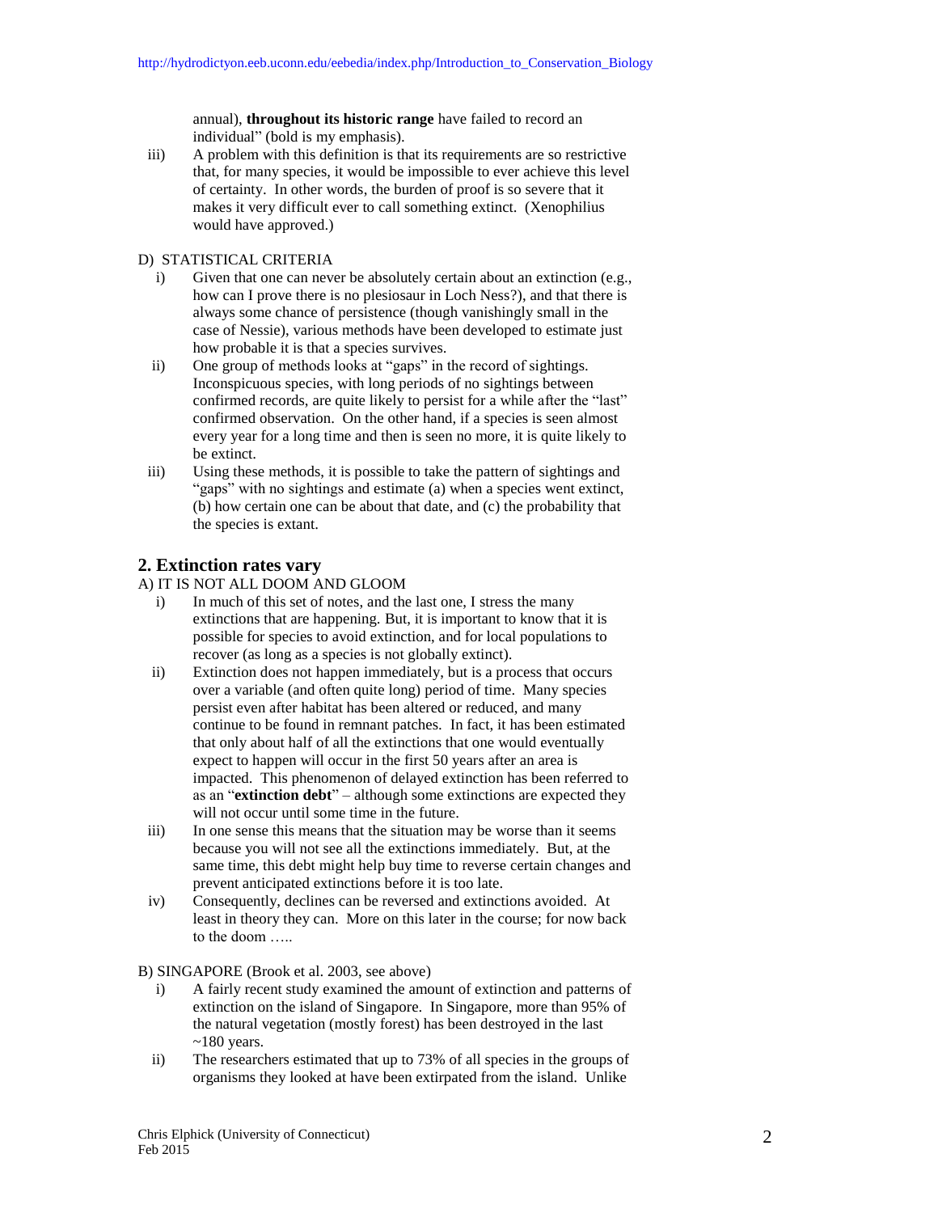annual), **throughout its historic range** have failed to record an individual" (bold is my emphasis).

iii) A problem with this definition is that its requirements are so restrictive that, for many species, it would be impossible to ever achieve this level of certainty. In other words, the burden of proof is so severe that it makes it very difficult ever to call something extinct. (Xenophilius would have approved.)

D) STATISTICAL CRITERIA

i) Given that one can never be absolutely certain about an extinction (e.g., how can I prove there is no plesiosaur in Loch Ness?), and that there is always some chance of persistence (though vanishingly small in the case of Nessie), various methods have been developed to estimate just how probable it is that a species survives.

ii) One group of methods looks at "gaps" in the record of sightings. Inconspicuous species, with long periods of no sightings between confirmed records, are quite likely to persist for a while after the "last" confirmed observation. On the other hand, if a species is seen almost every year for a long time and then is seen no more, it is quite likely to be extinct.

iii) Using these methods, it is possible to take the pattern of sightings and "gaps" with no sightings and estimate (a) when a species went extinct, (b) how certain one can be about that date, and (c) the probability that the species is extant.

## 2. Extinction rates vary

A) IT IS NOT ALL DOOM AND GLOOM

i) In much of this set of notes, and the last one, I stress the many extinctions that are happening. But, it is important to know that it is possible for species to avoid extinction, and for local populations to recover (as long as a species is not globally extinct).

ii) Extinction does not happen immediately, but is a process that occurs over a variable (and often quite long) period of time. Many species persist even after habitat has been altered or reduced, and many continue to be found in remnant patches. In fact, it has been estimated that only about half of all the extinctions that one would eventually expect to happen will occur in the first 50 years after an area is impacted. This phenomenon of delayed extinction has been referred to as an "**extinction debt**" – although some extinctions are expected they will not occur until some time in the future.

iii) In one sense this means that the situation may be worse than it seems because you will not see all the extinctions immediately. But, at the same time, this debt might help buy time to reverse certain changes and prevent anticipated extinctions before it is too late.

iv) Consequently, declines can be reversed and extinctions avoided. At least in theory they can. More on this later in the course; for now back to the doom …..

B) SINGAPORE (Brook et al. 2003, see above)

i) A fairly recent study examined the amount of extinction and patterns of extinction on the island of Singapore. In Singapore, more than 95% of the natural vegetation (mostly forest) has been destroyed in the last ~180 years.

ii) The researchers estimated that up to 73% of all species in the groups of organisms they looked at have been extirpated from the island. Unlike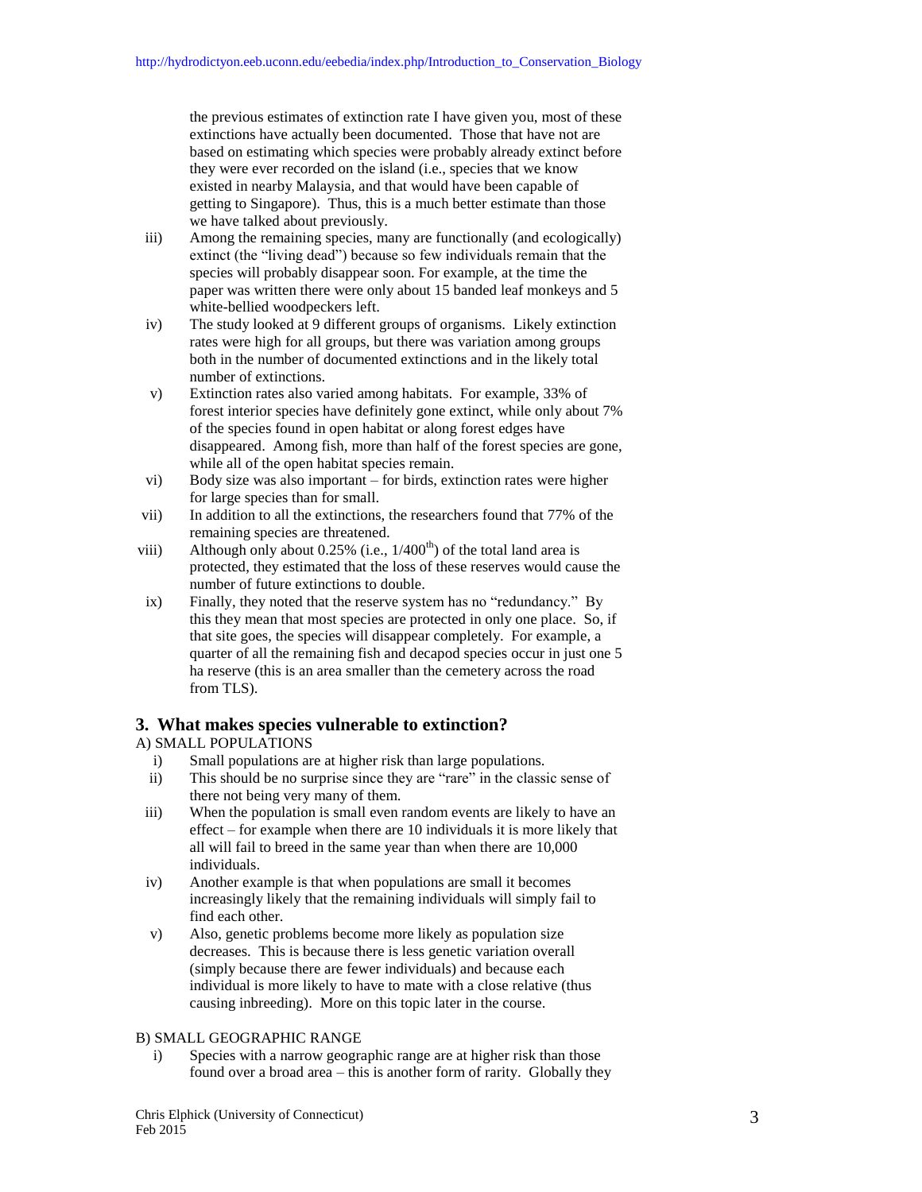the previous estimates of extinction rate I have given you, most of these extinctions have actually been documented. Those that have not are based on estimating which species were probably already extinct before they were ever recorded on the island (i.e., species that we know existed in nearby Malaysia, and that would have been capable of getting to Singapore). Thus, this is a much better estimate than those we have talked about previously.

iii) Among the remaining species, many are functionally (and ecologically) extinct (the "living dead") because so few individuals remain that the species will probably disappear soon. For example, at the time the paper was written there were only about 15 banded leaf monkeys and 5 white-bellied woodpeckers left.

iv) The study looked at 9 different groups of organisms. Likely extinction rates were high for all groups, but there was variation among groups both in the number of documented extinctions and in the likely total number of extinctions.

v) Extinction rates also varied among habitats. For example, 33% of forest interior species have definitely gone extinct, while only about 7% of the species found in open habitat or along forest edges have disappeared. Among fish, more than half of the forest species are gone, while all of the open habitat species remain.

vi) Body size was also important – for birds, extinction rates were higher for large species than for small.

vii) In addition to all the extinctions, the researchers found that 77% of the remaining species are threatened.

viii) Although only about 0.25% (i.e., $1/400^{th}$) of the total land area is protected, they estimated that the loss of these reserves would cause the number of future extinctions to double.

ix) Finally, they noted that the reserve system has no "redundancy." By this they mean that most species are protected in only one place. So, if that site goes, the species will disappear completely. For example, a quarter of all the remaining fish and decapod species occur in just one 5 ha reserve (this is an area smaller than the cemetery across the road from TLS).

## 3. What makes species vulnerable to extinction?

A) SMALL POPULATIONS

i) Small populations are at higher risk than large populations.

ii) This should be no surprise since they are "rare" in the classic sense of there not being very many of them.

iii) When the population is small even random events are likely to have an effect – for example when there are 10 individuals it is more likely that all will fail to breed in the same year than when there are 10,000 individuals.

iv) Another example is that when populations are small it becomes increasingly likely that the remaining individuals will simply fail to find each other.

v) Also, genetic problems become more likely as population size decreases. This is because there is less genetic variation overall (simply because there are fewer individuals) and because each individual is more likely to have to mate with a close relative (thus causing inbreeding). More on this topic later in the course.

B) SMALL GEOGRAPHIC RANGE

i) Species with a narrow geographic range are at higher risk than those found over a broad area – this is another form of rarity. Globally they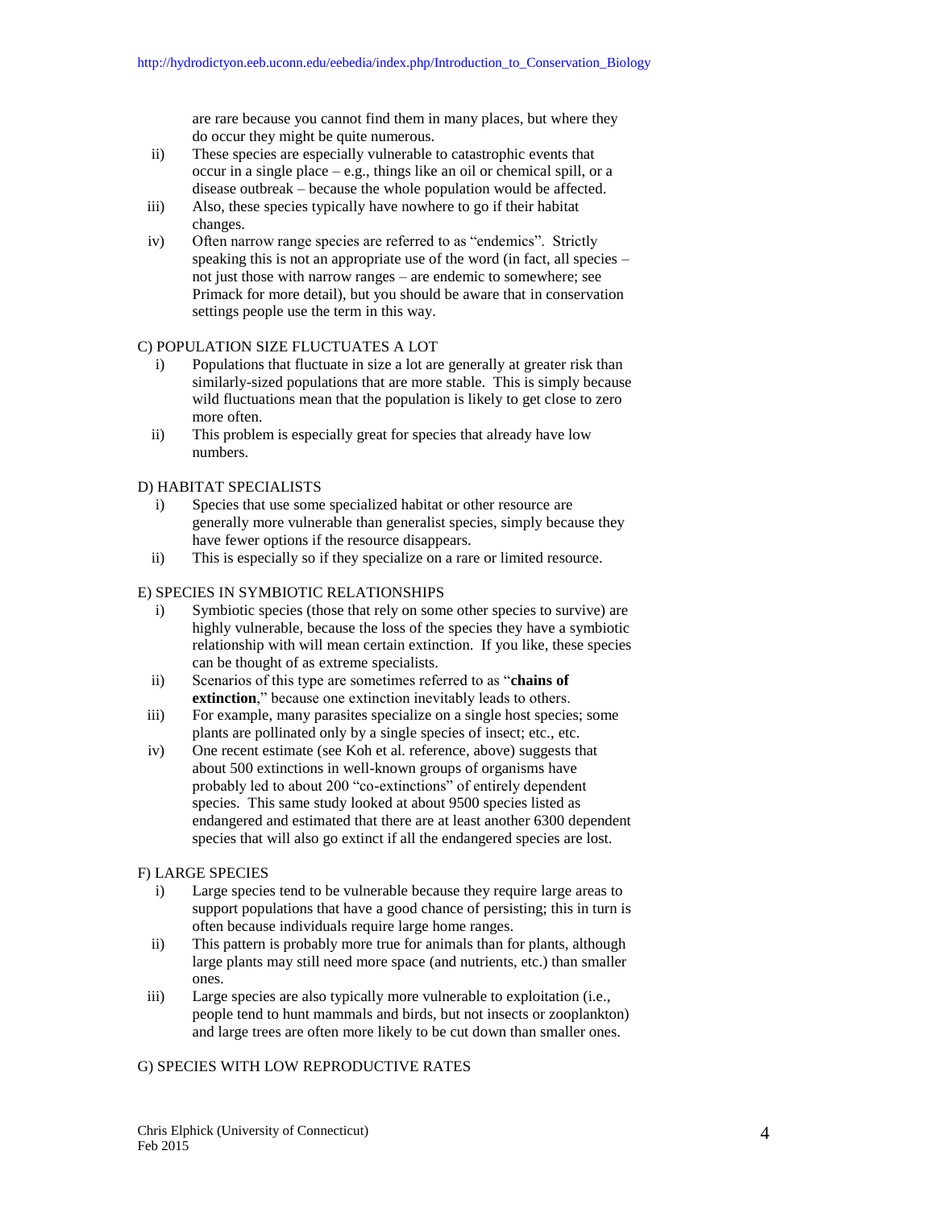are rare because you cannot find them in many places, but where they do occur they might be quite numerous.

ii) These species are especially vulnerable to catastrophic events that occur in a single place – e.g., things like an oil or chemical spill, or a disease outbreak – because the whole population would be affected.

iii) Also, these species typically have nowhere to go if their habitat changes.

iv) Often narrow range species are referred to as "endemics". Strictly speaking this is not an appropriate use of the word (in fact, all species – not just those with narrow ranges – are endemic to somewhere; see Primack for more detail), but you should be aware that in conservation settings people use the term in this way.

C) POPULATION SIZE FLUCTUATES A LOT

i) Populations that fluctuate in size a lot are generally at greater risk than similarly-sized populations that are more stable. This is simply because wild fluctuations mean that the population is likely to get close to zero more often.

ii) This problem is especially great for species that already have low numbers.

D) HABITAT SPECIALISTS

i) Species that use some specialized habitat or other resource are generally more vulnerable than generalist species, simply because they have fewer options if the resource disappears.

ii) This is especially so if they specialize on a rare or limited resource.

E) SPECIES IN SYMBIOTIC RELATIONSHIPS

i) Symbiotic species (those that rely on some other species to survive) are highly vulnerable, because the loss of the species they have a symbiotic relationship with will mean certain extinction. If you like, these species can be thought of as extreme specialists.

ii) Scenarios of this type are sometimes referred to as "**chains of extinction**," because one extinction inevitably leads to others.

iii) For example, many parasites specialize on a single host species; some plants are pollinated only by a single species of insect; etc., etc.

iv) One recent estimate (see Koh et al. reference, above) suggests that about 500 extinctions in well-known groups of organisms have probably led to about 200 "co-extinctions" of entirely dependent species. This same study looked at about 9500 species listed as endangered and estimated that there are at least another 6300 dependent species that will also go extinct if all the endangered species are lost.

F) LARGE SPECIES

i) Large species tend to be vulnerable because they require large areas to support populations that have a good chance of persisting; this in turn is often because individuals require large home ranges.

ii) This pattern is probably more true for animals than for plants, although large plants may still need more space (and nutrients, etc.) than smaller ones.

iii) Large species are also typically more vulnerable to exploitation (i.e., people tend to hunt mammals and birds, but not insects or zooplankton) and large trees are often more likely to be cut down than smaller ones.

G) SPECIES WITH LOW REPRODUCTIVE RATES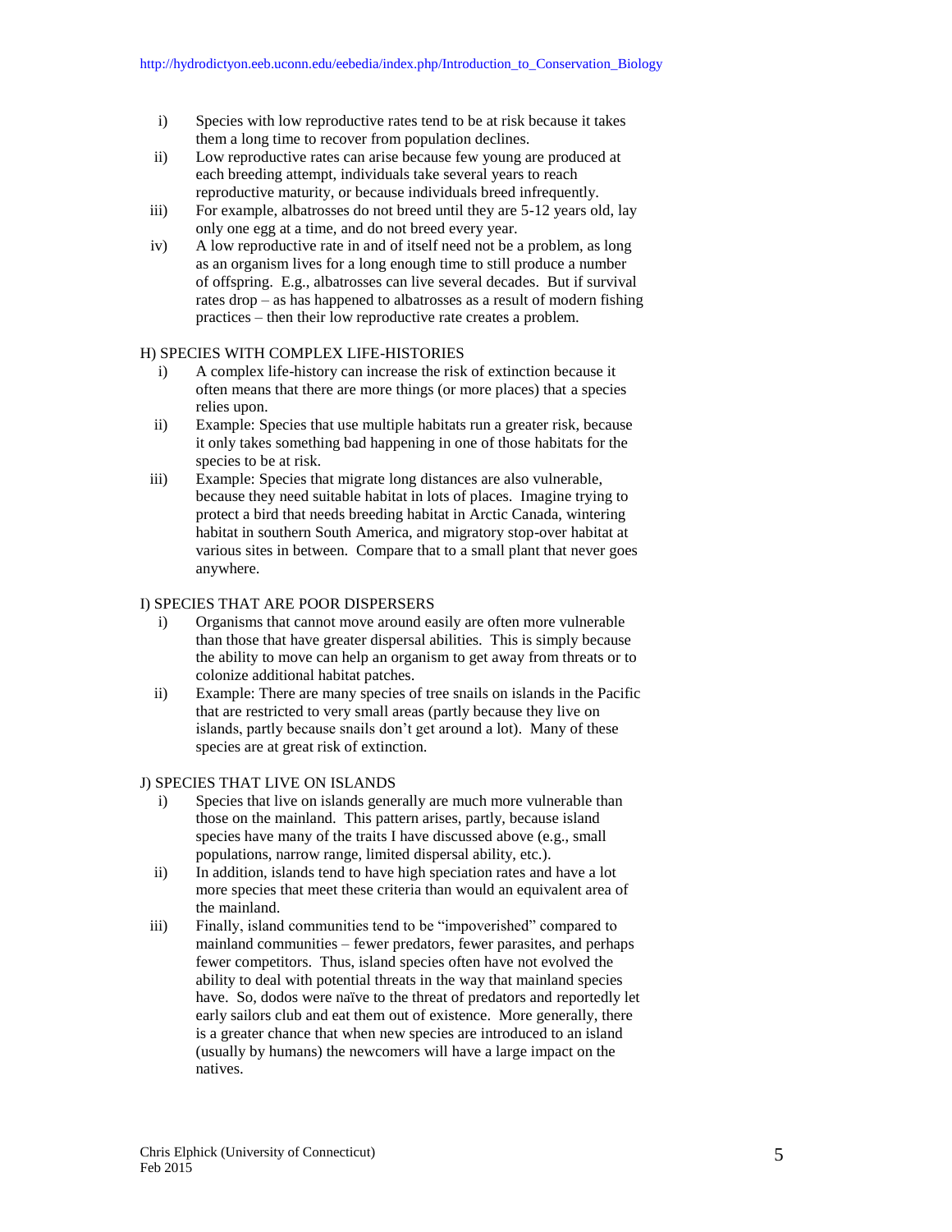i) Species with low reproductive rates tend to be at risk because it takes them a long time to recover from population declines.

ii) Low reproductive rates can arise because few young are produced at each breeding attempt, individuals take several years to reach reproductive maturity, or because individuals breed infrequently.

iii) For example, albatrosses do not breed until they are 5-12 years old, lay only one egg at a time, and do not breed every year.

iv) A low reproductive rate in and of itself need not be a problem, as long as an organism lives for a long enough time to still produce a number of offspring. E.g., albatrosses can live several decades. But if survival rates drop – as has happened to albatrosses as a result of modern fishing practices – then their low reproductive rate creates a problem.

H) SPECIES WITH COMPLEX LIFE-HISTORIES

i) A complex life-history can increase the risk of extinction because it often means that there are more things (or more places) that a species relies upon.

ii) Example: Species that use multiple habitats run a greater risk, because it only takes something bad happening in one of those habitats for the species to be at risk.

iii) Example: Species that migrate long distances are also vulnerable, because they need suitable habitat in lots of places. Imagine trying to protect a bird that needs breeding habitat in Arctic Canada, wintering habitat in southern South America, and migratory stop-over habitat at various sites in between. Compare that to a small plant that never goes anywhere.

I) SPECIES THAT ARE POOR DISPERSERS

i) Organisms that cannot move around easily are often more vulnerable than those that have greater dispersal abilities. This is simply because the ability to move can help an organism to get away from threats or to colonize additional habitat patches.

ii) Example: There are many species of tree snails on islands in the Pacific that are restricted to very small areas (partly because they live on islands, partly because snails don't get around a lot). Many of these species are at great risk of extinction.

J) SPECIES THAT LIVE ON ISLANDS

i) Species that live on islands generally are much more vulnerable than those on the mainland. This pattern arises, partly, because island species have many of the traits I have discussed above (e.g., small populations, narrow range, limited dispersal ability, etc.).

ii) In addition, islands tend to have high speciation rates and have a lot more species that meet these criteria than would an equivalent area of the mainland.

iii) Finally, island communities tend to be "impoverished" compared to mainland communities – fewer predators, fewer parasites, and perhaps fewer competitors. Thus, island species often have not evolved the ability to deal with potential threats in the way that mainland species have. So, dodos were naïve to the threat of predators and reportedly let early sailors club and eat them out of existence. More generally, there is a greater chance that when new species are introduced to an island (usually by humans) the newcomers will have a large impact on the natives.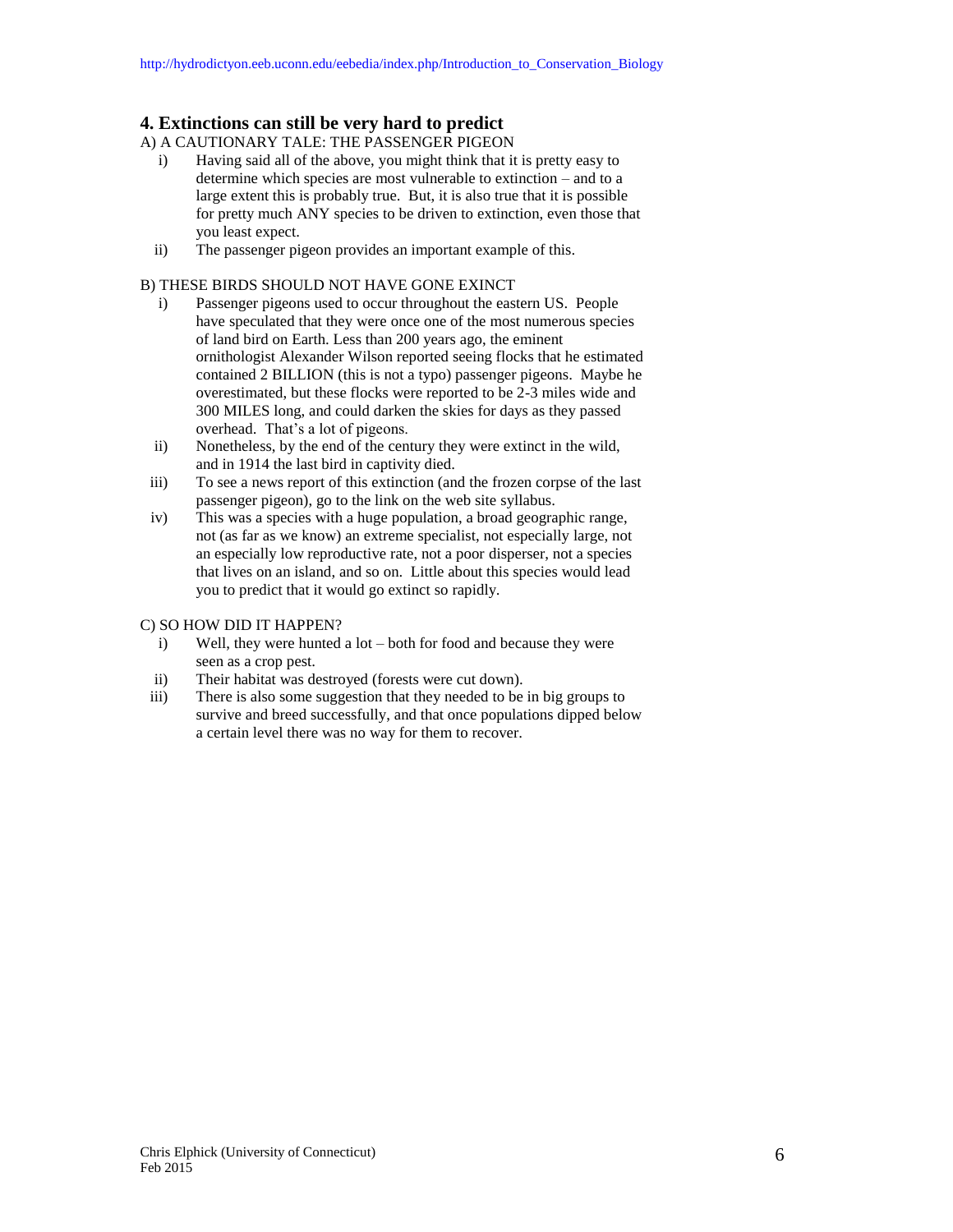## 4. Extinctions can still be very hard to predict

A) A CAUTIONARY TALE: THE PASSENGER PIGEON

i) Having said all of the above, you might think that it is pretty easy to determine which species are most vulnerable to extinction – and to a large extent this is probably true. But, it is also true that it is possible for pretty much ANY species to be driven to extinction, even those that you least expect.

ii) The passenger pigeon provides an important example of this.

B) THESE BIRDS SHOULD NOT HAVE GONE EXINCT

i) Passenger pigeons used to occur throughout the eastern US. People have speculated that they were once one of the most numerous species of land bird on Earth. Less than 200 years ago, the eminent ornithologist Alexander Wilson reported seeing flocks that he estimated contained 2 BILLION (this is not a typo) passenger pigeons. Maybe he overestimated, but these flocks were reported to be 2-3 miles wide and 300 MILES long, and could darken the skies for days as they passed overhead. That's a lot of pigeons.

ii) Nonetheless, by the end of the century they were extinct in the wild, and in 1914 the last bird in captivity died.

iii) To see a news report of this extinction (and the frozen corpse of the last passenger pigeon), go to the link on the web site syllabus.

iv) This was a species with a huge population, a broad geographic range, not (as far as we know) an extreme specialist, not especially large, not an especially low reproductive rate, not a poor disperser, not a species that lives on an island, and so on. Little about this species would lead you to predict that it would go extinct so rapidly.

C) SO HOW DID IT HAPPEN?

i) Well, they were hunted a lot – both for food and because they were seen as a crop pest.

ii) Their habitat was destroyed (forests were cut down).

iii) There is also some suggestion that they needed to be in big groups to survive and breed successfully, and that once populations dipped below a certain level there was no way for them to recover.